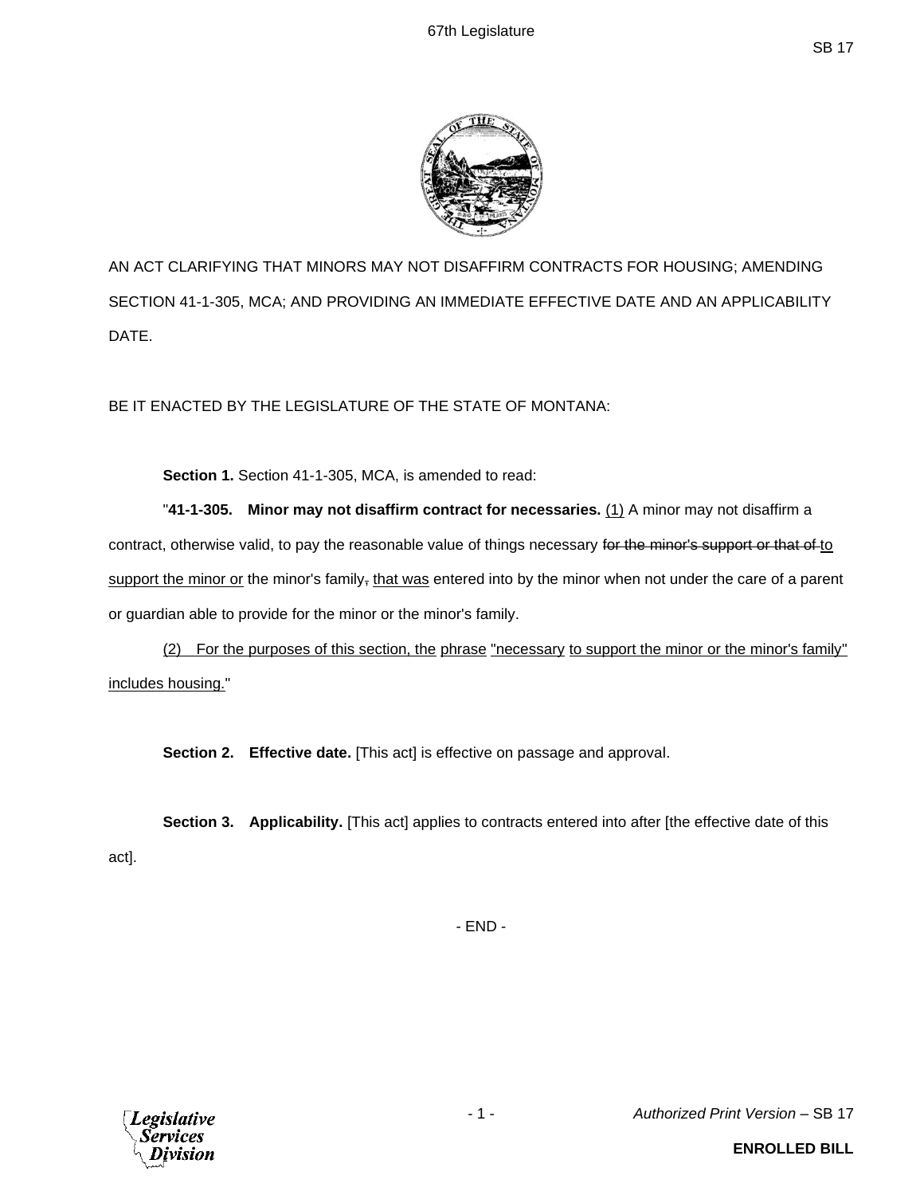AN ACT CLARIFYING THAT MINORS MAY NOT DISAFFIRM CONTRACTS FOR HOUSING; AMENDING SECTION 41-1-305, MCA; AND PROVIDING AN IMMEDIATE EFFECTIVE DATE AND AN APPLICABILITY DATE.

BE IT ENACTED BY THE LEGISLATURE OF THE STATE OF MONTANA:

**Section 1.** Section 41-1-305, MCA, is amended to read:

"**41-1-305. Minor may not disaffirm contract for necessaries.** <u>(1)</u> A minor may not disaffirm a contract, otherwise valid, to pay the reasonable value of things necessary ~~for the minor's support or that of~~ <u>to support the minor or</u> the minor's family~~,~~ <u>that was</u> entered into by the minor when not under the care of a parent or guardian able to provide for the minor or the minor's family.

<u>(2) For the purposes of this section, the phrase "necessary to support the minor or the minor's family" includes housing.</u>"

**Section 2. Effective date.** [This act] is effective on passage and approval.

**Section 3. Applicability.** [This act] applies to contracts entered into after [the effective date of this act].

- END -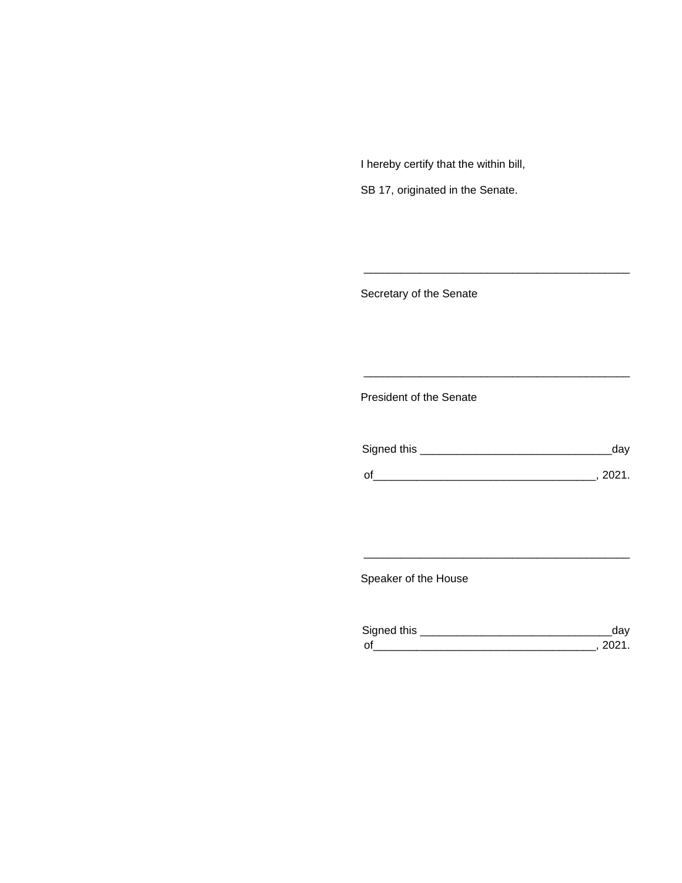I hereby certify that the within bill,

SB 17, originated in the Senate.

\_\_\_\_\_\_\_\_\_\_\_\_\_\_\_\_\_\_\_\_\_\_\_\_\_\_\_\_\_\_\_\_\_\_\_\_\_\_\_\_\_\_\_

Secretary of the Senate

\_\_\_\_\_\_\_\_\_\_\_\_\_\_\_\_\_\_\_\_\_\_\_\_\_\_\_\_\_\_\_\_\_\_\_\_\_\_\_\_\_\_\_

President of the Senate

Signed this \_\_\_\_\_\_\_\_\_\_\_\_\_\_\_\_\_\_\_\_\_\_\_\_\_\_\_\_\_\_day

of\_\_\_\_\_\_\_\_\_\_\_\_\_\_\_\_\_\_\_\_\_\_\_\_\_\_\_\_\_\_\_\_\_\_\_, 2021.

\_\_\_\_\_\_\_\_\_\_\_\_\_\_\_\_\_\_\_\_\_\_\_\_\_\_\_\_\_\_\_\_\_\_\_\_\_\_\_\_\_\_\_

Speaker of the House

Signed this \_\_\_\_\_\_\_\_\_\_\_\_\_\_\_\_\_\_\_\_\_\_\_\_\_\_\_\_\_\_day
of\_\_\_\_\_\_\_\_\_\_\_\_\_\_\_\_\_\_\_\_\_\_\_\_\_\_\_\_\_\_\_\_\_\_\_, 2021.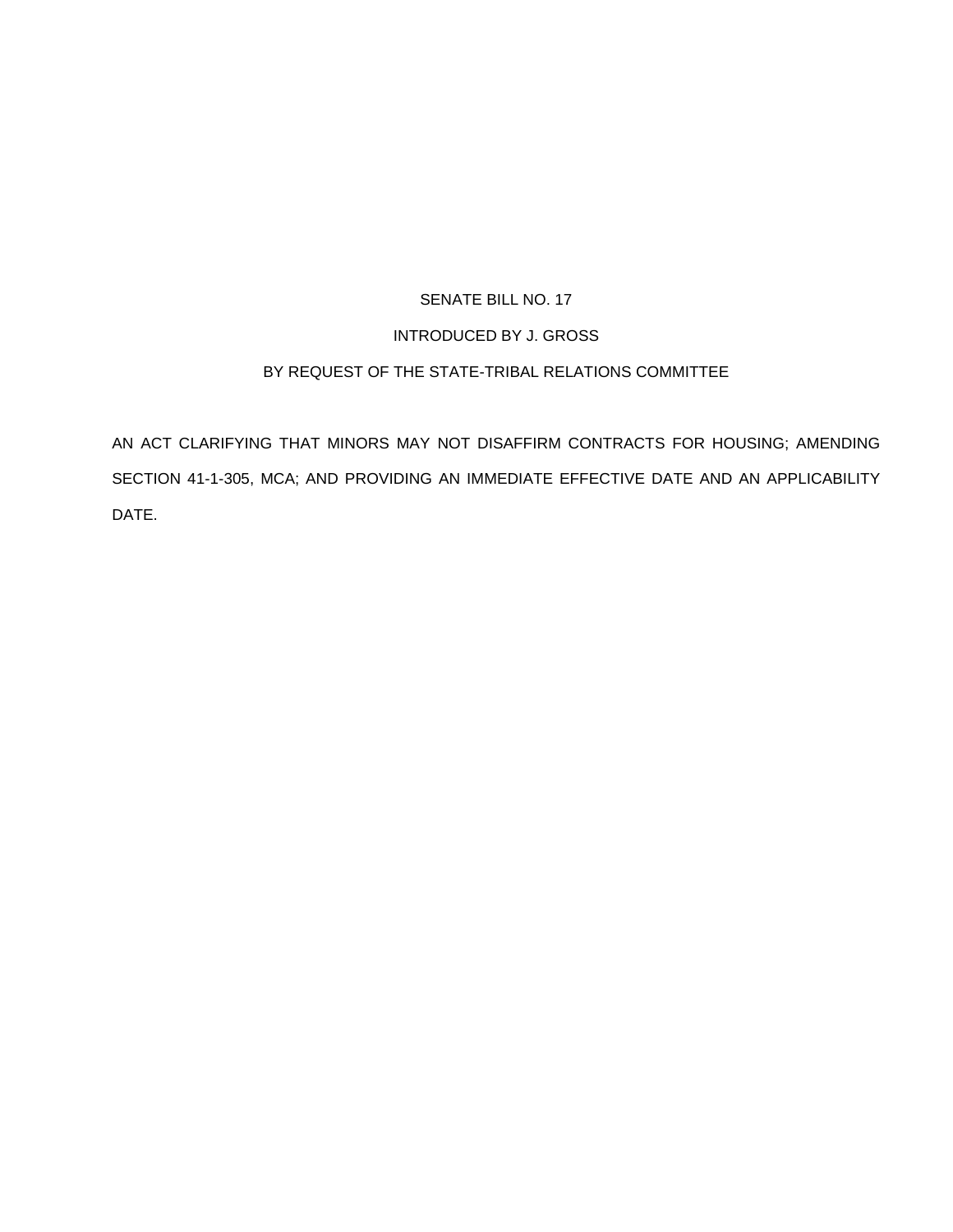SENATE BILL NO. 17

INTRODUCED BY J. GROSS

BY REQUEST OF THE STATE-TRIBAL RELATIONS COMMITTEE

AN ACT CLARIFYING THAT MINORS MAY NOT DISAFFIRM CONTRACTS FOR HOUSING; AMENDING SECTION 41-1-305, MCA; AND PROVIDING AN IMMEDIATE EFFECTIVE DATE AND AN APPLICABILITY DATE.